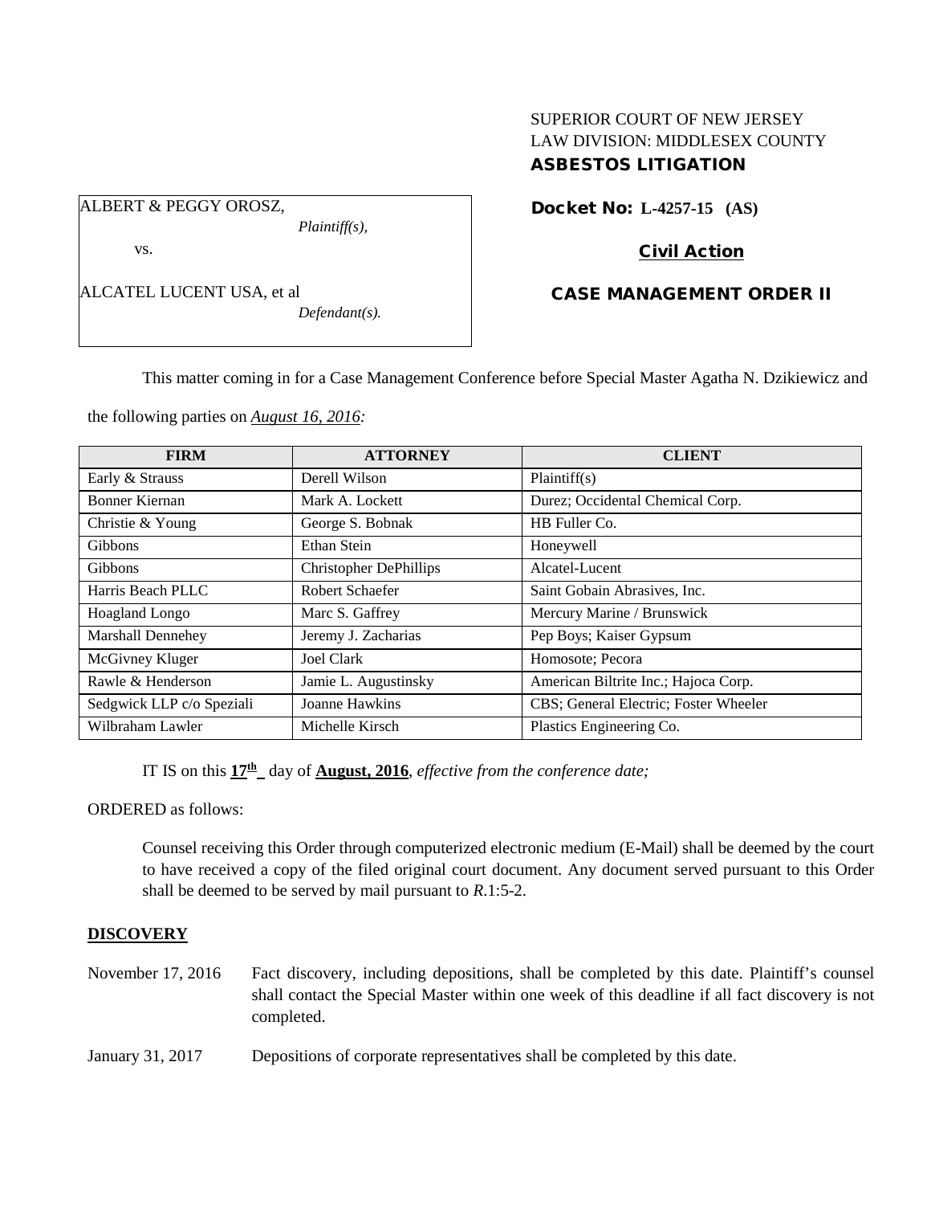SUPERIOR COURT OF NEW JERSEY
LAW DIVISION: MIDDLESEX COUNTY
**ASBESTOS LITIGATION**

ALBERT & PEGGY OROSZ,
*Plaintiff(s),*

vs.

ALCATEL LUCENT USA, et al
*Defendant(s).*

**Docket No: L-4257-15 (AS)**

**Civil Action**

**CASE MANAGEMENT ORDER II**

This matter coming in for a Case Management Conference before Special Master Agatha N. Dzikiewicz and the following parties on *August 16, 2016:*

| FIRM | ATTORNEY | CLIENT |
|---|---|---|
| Early & Strauss | Derell Wilson | Plaintiff(s) |
| Bonner Kiernan | Mark A. Lockett | Durez; Occidental Chemical Corp. |
| Christie & Young | George S. Bobnak | HB Fuller Co. |
| Gibbons | Ethan Stein | Honeywell |
| Gibbons | Christopher DePhillips | Alcatel-Lucent |
| Harris Beach PLLC | Robert Schaefer | Saint Gobain Abrasives, Inc. |
| Hoagland Longo | Marc S. Gaffrey | Mercury Marine / Brunswick |
| Marshall Dennehey | Jeremy J. Zacharias | Pep Boys; Kaiser Gypsum |
| McGivney Kluger | Joel Clark | Homosote; Pecora |
| Rawle & Henderson | Jamie L. Augustinsky | American Biltrite Inc.; Hajoca Corp. |
| Sedgwick LLP c/o Speziali | Joanne Hawkins | CBS; General Electric; Foster Wheeler |
| Wilbraham Lawler | Michelle Kirsch | Plastics Engineering Co. |

IT IS on this **17th** day of **August, 2016**, *effective from the conference date;*

ORDERED as follows:

Counsel receiving this Order through computerized electronic medium (E-Mail) shall be deemed by the court to have received a copy of the filed original court document. Any document served pursuant to this Order shall be deemed to be served by mail pursuant to *R*.1:5-2.

**DISCOVERY**

November 17, 2016 Fact discovery, including depositions, shall be completed by this date. Plaintiff's counsel shall contact the Special Master within one week of this deadline if all fact discovery is not completed.

January 31, 2017 Depositions of corporate representatives shall be completed by this date.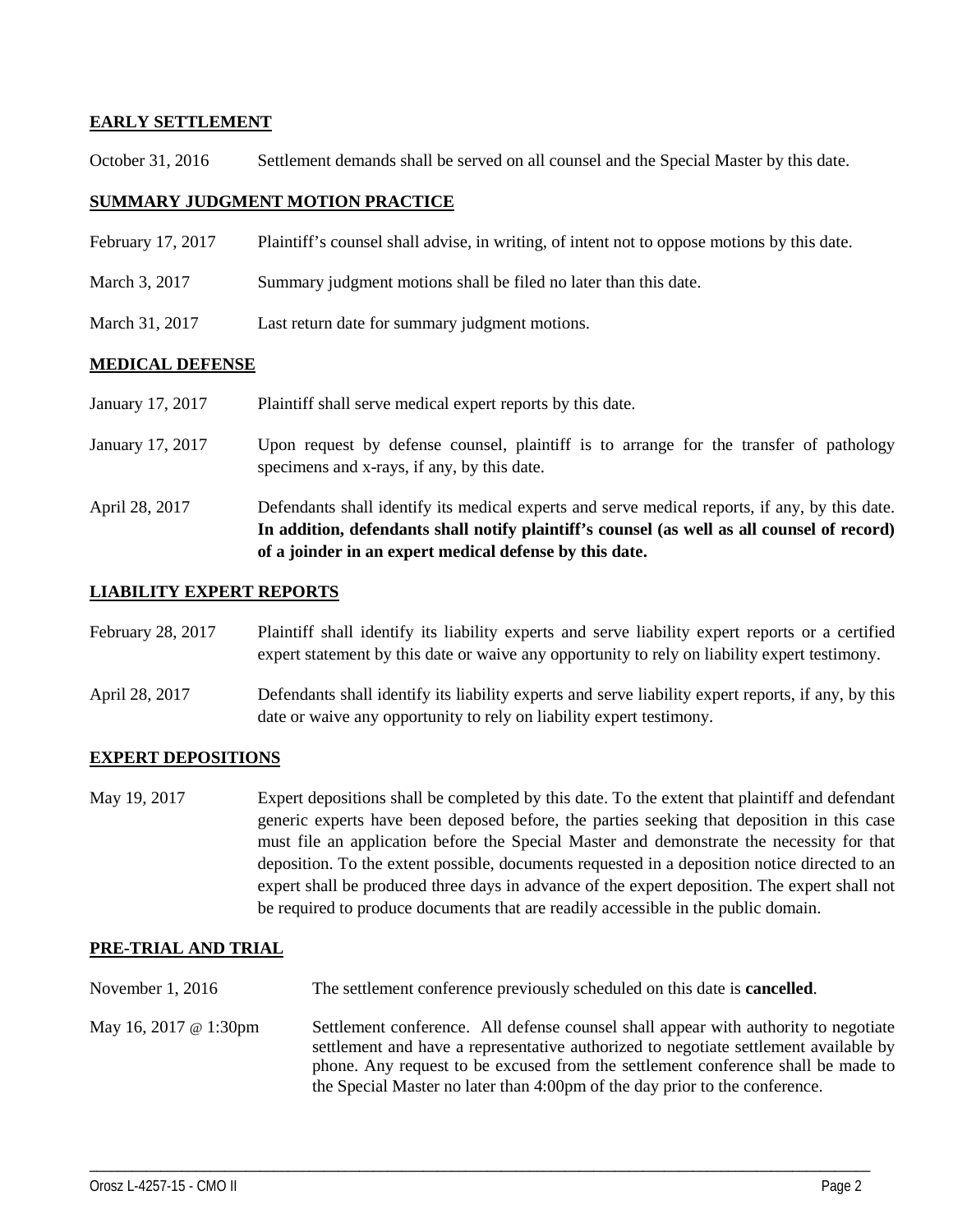**EARLY SETTLEMENT**

| | |
|---|---|
| October 31, 2016 | Settlement demands shall be served on all counsel and the Special Master by this date. |

**SUMMARY JUDGMENT MOTION PRACTICE**

| | |
|---|---|
| February 17, 2017 | Plaintiff's counsel shall advise, in writing, of intent not to oppose motions by this date. |
| March 3, 2017 | Summary judgment motions shall be filed no later than this date. |
| March 31, 2017 | Last return date for summary judgment motions. |

**MEDICAL DEFENSE**

| | |
|---|---|
| January 17, 2017 | Plaintiff shall serve medical expert reports by this date. |
| January 17, 2017 | Upon request by defense counsel, plaintiff is to arrange for the transfer of pathology specimens and x-rays, if any, by this date. |
| April 28, 2017 | Defendants shall identify its medical experts and serve medical reports, if any, by this date. **In addition, defendants shall notify plaintiff's counsel (as well as all counsel of record) of a joinder in an expert medical defense by this date.** |

**LIABILITY EXPERT REPORTS**

| | |
|---|---|
| February 28, 2017 | Plaintiff shall identify its liability experts and serve liability expert reports or a certified expert statement by this date or waive any opportunity to rely on liability expert testimony. |
| April 28, 2017 | Defendants shall identify its liability experts and serve liability expert reports, if any, by this date or waive any opportunity to rely on liability expert testimony. |

**EXPERT DEPOSITIONS**

| | |
|---|---|
| May 19, 2017 | Expert depositions shall be completed by this date. To the extent that plaintiff and defendant generic experts have been deposed before, the parties seeking that deposition in this case must file an application before the Special Master and demonstrate the necessity for that deposition. To the extent possible, documents requested in a deposition notice directed to an expert shall be produced three days in advance of the expert deposition. The expert shall not be required to produce documents that are readily accessible in the public domain. |

**PRE-TRIAL AND TRIAL**

| | |
|---|---|
| November 1, 2016 | The settlement conference previously scheduled on this date is **cancelled**. |
| May 16, 2017 @ 1:30pm | Settlement conference. All defense counsel shall appear with authority to negotiate settlement and have a representative authorized to negotiate settlement available by phone. Any request to be excused from the settlement conference shall be made to the Special Master no later than 4:00pm of the day prior to the conference. |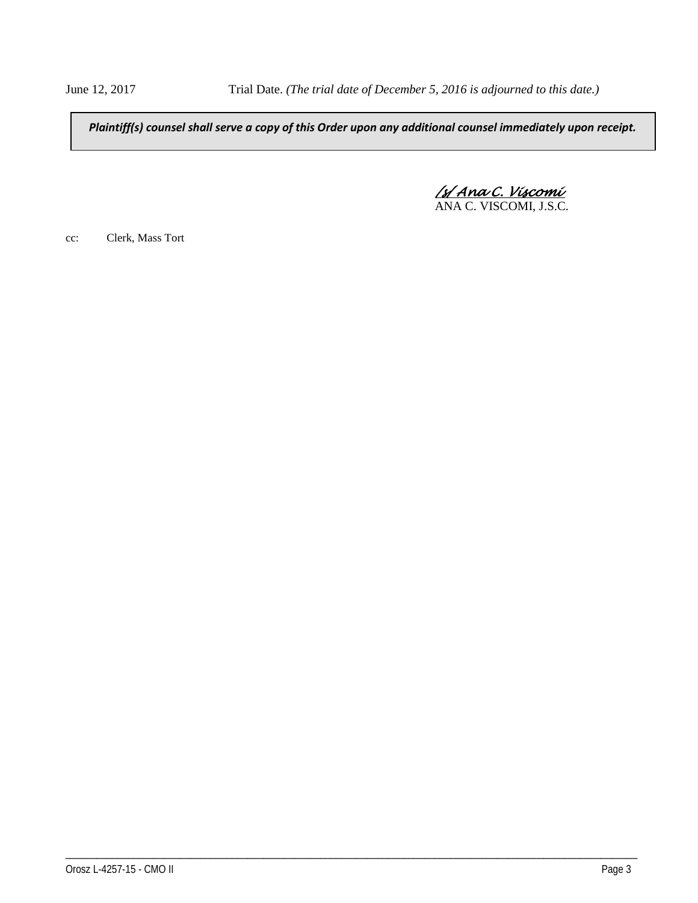June 12, 2017 Trial Date. *(The trial date of December 5, 2016 is adjourned to this date.)*

***Plaintiff(s) counsel shall serve a copy of this Order upon any additional counsel immediately upon receipt.***

*/s/ Ana C. Viscomi*
ANA C. VISCOMI, J.S.C.

cc: Clerk, Mass Tort